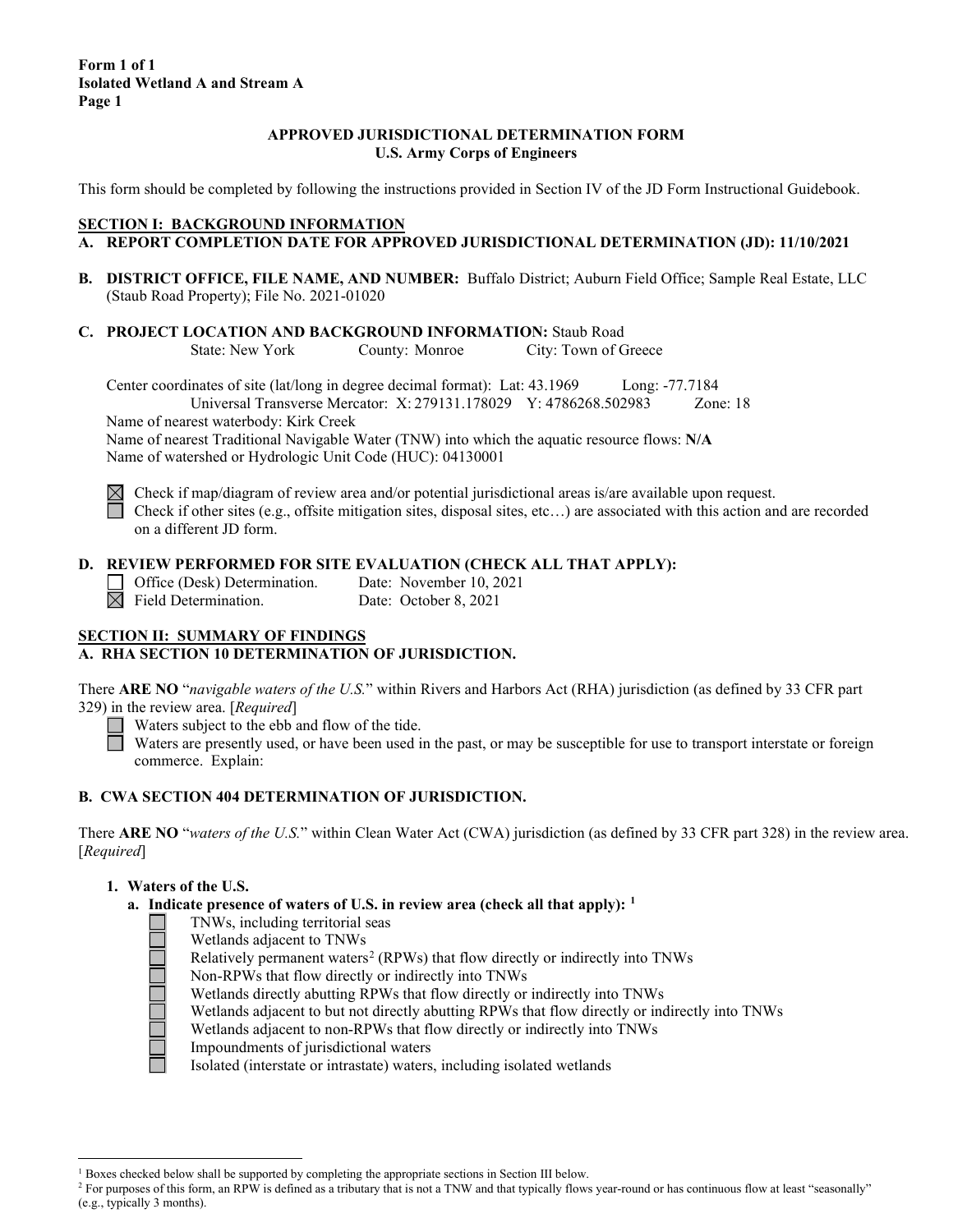**Form 1 of 1**
**Isolated Wetland A and Stream A**
**Page 1**

**APPROVED JURISDICTIONAL DETERMINATION FORM**
**U.S. Army Corps of Engineers**

This form should be completed by following the instructions provided in Section IV of the JD Form Instructional Guidebook.

## SECTION I: BACKGROUND INFORMATION

**A. REPORT COMPLETION DATE FOR APPROVED JURISDICTIONAL DETERMINATION (JD): 11/10/2021**

**B. DISTRICT OFFICE, FILE NAME, AND NUMBER:** Buffalo District; Auburn Field Office; Sample Real Estate, LLC (Staub Road Property); File No. 2021-01020

**C. PROJECT LOCATION AND BACKGROUND INFORMATION:** Staub Road

State: New York County: Monroe City: Town of Greece

Center coordinates of site (lat/long in degree decimal format): Lat: 43.1969 Long: -77.7184

Universal Transverse Mercator: X: 279131.178029 Y: 4786268.502983 Zone: 18

Name of nearest waterbody: Kirk Creek

Name of nearest Traditional Navigable Water (TNW) into which the aquatic resource flows: **N/A**

Name of watershed or Hydrologic Unit Code (HUC): 04130001

☒ Check if map/diagram of review area and/or potential jurisdictional areas is/are available upon request.

☐ Check if other sites (e.g., offsite mitigation sites, disposal sites, etc…) are associated with this action and are recorded on a different JD form.

**D. REVIEW PERFORMED FOR SITE EVALUATION (CHECK ALL THAT APPLY):**

☐ Office (Desk) Determination. Date: November 10, 2021

☒ Field Determination. Date: October 8, 2021

## SECTION II: SUMMARY OF FINDINGS

**A. RHA SECTION 10 DETERMINATION OF JURISDICTION.**

There **ARE NO** "*navigable waters of the U.S.*" within Rivers and Harbors Act (RHA) jurisdiction (as defined by 33 CFR part 329) in the review area. [*Required*]

☐ Waters subject to the ebb and flow of the tide.

☐ Waters are presently used, or have been used in the past, or may be susceptible for use to transport interstate or foreign commerce. Explain:

**B. CWA SECTION 404 DETERMINATION OF JURISDICTION.**

There **ARE NO** "*waters of the U.S.*" within Clean Water Act (CWA) jurisdiction (as defined by 33 CFR part 328) in the review area. [*Required*]

**1. Waters of the U.S.**

**a. Indicate presence of waters of U.S. in review area (check all that apply):** [1]

☐ TNWs, including territorial seas

☐ Wetlands adjacent to TNWs

☐ Relatively permanent waters[2] (RPWs) that flow directly or indirectly into TNWs

☐ Non-RPWs that flow directly or indirectly into TNWs

☐ Wetlands directly abutting RPWs that flow directly or indirectly into TNWs

☐ Wetlands adjacent to but not directly abutting RPWs that flow directly or indirectly into TNWs

☐ Wetlands adjacent to non-RPWs that flow directly or indirectly into TNWs

☐ Impoundments of jurisdictional waters

☐ Isolated (interstate or intrastate) waters, including isolated wetlands

---

[1] Boxes checked below shall be supported by completing the appropriate sections in Section III below.

[2] For purposes of this form, an RPW is defined as a tributary that is not a TNW and that typically flows year-round or has continuous flow at least "seasonally" (e.g., typically 3 months).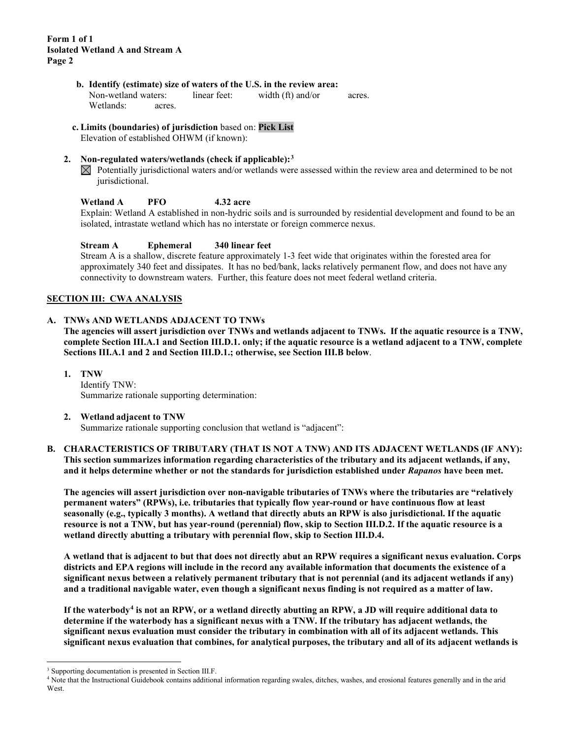**b. Identify (estimate) size of waters of the U.S. in the review area:**

Non-wetland waters: linear feet: width (ft) and/or acres.

Wetlands: acres.

**c. Limits (boundaries) of jurisdiction** based on: **Pick List**

Elevation of established OHWM (if known):

**2. Non-regulated waters/wetlands (check if applicable):**[3]

☒ Potentially jurisdictional waters and/or wetlands were assessed within the review area and determined to be not jurisdictional.

**Wetland A PFO 4.32 acre**

Explain: Wetland A established in non-hydric soils and is surrounded by residential development and found to be an isolated, intrastate wetland which has no interstate or foreign commerce nexus.

**Stream A Ephemeral 340 linear feet**

Stream A is a shallow, discrete feature approximately 1-3 feet wide that originates within the forested area for approximately 340 feet and dissipates. It has no bed/bank, lacks relatively permanent flow, and does not have any connectivity to downstream waters. Further, this feature does not meet federal wetland criteria.

## SECTION III: CWA ANALYSIS

### A. TNWs AND WETLANDS ADJACENT TO TNWs

**The agencies will assert jurisdiction over TNWs and wetlands adjacent to TNWs. If the aquatic resource is a TNW, complete Section III.A.1 and Section III.D.1. only; if the aquatic resource is a wetland adjacent to a TNW, complete Sections III.A.1 and 2 and Section III.D.1.; otherwise, see Section III.B below**.

**1. TNW**

Identify TNW:

Summarize rationale supporting determination:

**2. Wetland adjacent to TNW**

Summarize rationale supporting conclusion that wetland is "adjacent":

### B. CHARACTERISTICS OF TRIBUTARY (THAT IS NOT A TNW) AND ITS ADJACENT WETLANDS (IF ANY):

**This section summarizes information regarding characteristics of the tributary and its adjacent wetlands, if any, and it helps determine whether or not the standards for jurisdiction established under *Rapanos* have been met.**

**The agencies will assert jurisdiction over non-navigable tributaries of TNWs where the tributaries are "relatively permanent waters" (RPWs), i.e. tributaries that typically flow year-round or have continuous flow at least seasonally (e.g., typically 3 months). A wetland that directly abuts an RPW is also jurisdictional. If the aquatic resource is not a TNW, but has year-round (perennial) flow, skip to Section III.D.2. If the aquatic resource is a wetland directly abutting a tributary with perennial flow, skip to Section III.D.4.**

**A wetland that is adjacent to but that does not directly abut an RPW requires a significant nexus evaluation. Corps districts and EPA regions will include in the record any available information that documents the existence of a significant nexus between a relatively permanent tributary that is not perennial (and its adjacent wetlands if any) and a traditional navigable water, even though a significant nexus finding is not required as a matter of law.**

**If the waterbody[4] is not an RPW, or a wetland directly abutting an RPW, a JD will require additional data to determine if the waterbody has a significant nexus with a TNW. If the tributary has adjacent wetlands, the significant nexus evaluation must consider the tributary in combination with all of its adjacent wetlands. This significant nexus evaluation that combines, for analytical purposes, the tributary and all of its adjacent wetlands is**

---

[3] Supporting documentation is presented in Section III.F.

[4] Note that the Instructional Guidebook contains additional information regarding swales, ditches, washes, and erosional features generally and in the arid West.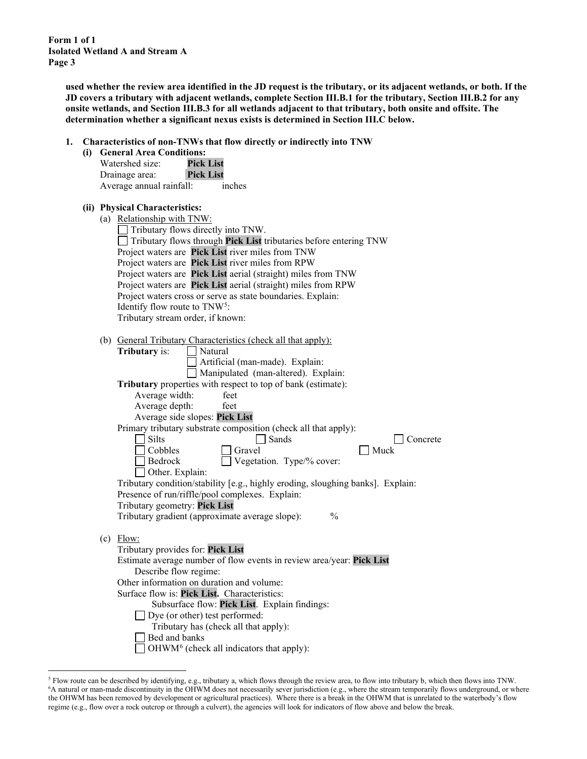**used whether the review area identified in the JD request is the tributary, or its adjacent wetlands, or both. If the JD covers a tributary with adjacent wetlands, complete Section III.B.1 for the tributary, Section III.B.2 for any onsite wetlands, and Section III.B.3 for all wetlands adjacent to that tributary, both onsite and offsite. The determination whether a significant nexus exists is determined in Section III.C below.**

**1. Characteristics of non-TNWs that flow directly or indirectly into TNW**

**(i) General Area Conditions:**

Watershed size: **Pick List**
Drainage area: **Pick List**
Average annual rainfall: inches

**(ii) Physical Characteristics:**

(a) Relationship with TNW:

☐ Tributary flows directly into TNW.
☐ Tributary flows through **Pick List** tributaries before entering TNW
Project waters are **Pick List** river miles from TNW
Project waters are **Pick List** river miles from RPW
Project waters are **Pick List** aerial (straight) miles from TNW
Project waters are **Pick List** aerial (straight) miles from RPW
Project waters cross or serve as state boundaries. Explain:
Identify flow route to TNW[5]:
Tributary stream order, if known:

(b) General Tributary Characteristics (check all that apply):

**Tributary** is: ☐ Natural
☐ Artificial (man-made). Explain:
☐ Manipulated (man-altered). Explain:

**Tributary** properties with respect to top of bank (estimate):
Average width: feet
Average depth: feet
Average side slopes: **Pick List**

Primary tributary substrate composition (check all that apply):

☐ Silts ☐ Sands ☐ Concrete
☐ Cobbles ☐ Gravel ☐ Muck
☐ Bedrock ☐ Vegetation. Type/% cover:
☐ Other. Explain:

Tributary condition/stability [e.g., highly eroding, sloughing banks]. Explain:
Presence of run/riffle/pool complexes. Explain:
Tributary geometry: **Pick List**
Tributary gradient (approximate average slope): %

(c) Flow:

Tributary provides for: **Pick List**
Estimate average number of flow events in review area/year: **Pick List**
Describe flow regime:
Other information on duration and volume:
Surface flow is: **Pick List.** Characteristics:
Subsurface flow: **Pick List**. Explain findings:
☐ Dye (or other) test performed:

Tributary has (check all that apply):
☐ Bed and banks
☐ OHWM[6] (check all indicators that apply):

---

[5] Flow route can be described by identifying, e.g., tributary a, which flows through the review area, to flow into tributary b, which then flows into TNW.

[6] A natural or man-made discontinuity in the OHWM does not necessarily sever jurisdiction (e.g., where the stream temporarily flows underground, or where the OHWM has been removed by development or agricultural practices). Where there is a break in the OHWM that is unrelated to the waterbody's flow regime (e.g., flow over a rock outcrop or through a culvert), the agencies will look for indicators of flow above and below the break.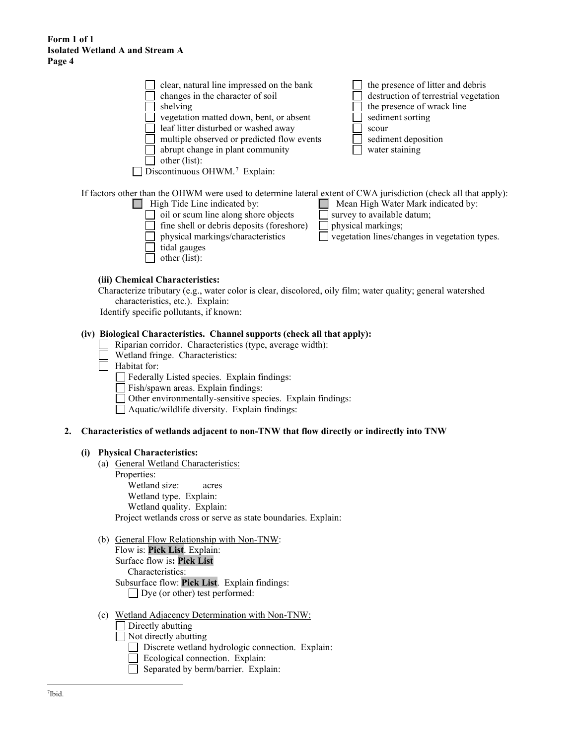**Form 1 of 1**
**Isolated Wetland A and Stream A**

- ☐ clear, natural line impressed on the bank
- ☐ changes in the character of soil
- ☐ shelving
- ☐ vegetation matted down, bent, or absent
- ☐ leaf litter disturbed or washed away
- ☐ multiple observed or predicted flow events
- ☐ abrupt change in plant community
- ☐ other (list):
- ☐ the presence of litter and debris
- ☐ destruction of terrestrial vegetation
- ☐ the presence of wrack line
- ☐ sediment sorting
- ☐ scour
- ☐ sediment deposition
- ☐ water staining

☐ Discontinuous OHWM.[7] Explain:

If factors other than the OHWM were used to determine lateral extent of CWA jurisdiction (check all that apply):

☐ High Tide Line indicated by:
- ☐ oil or scum line along shore objects
- ☐ fine shell or debris deposits (foreshore)
- ☐ physical markings/characteristics
- ☐ tidal gauges
- ☐ other (list):

☐ Mean High Water Mark indicated by:
- ☐ survey to available datum;
- ☐ physical markings;
- ☐ vegetation lines/changes in vegetation types.

**(iii) Chemical Characteristics:**

Characterize tributary (e.g., water color is clear, discolored, oily film; water quality; general watershed characteristics, etc.). Explain:

Identify specific pollutants, if known:

**(iv) Biological Characteristics. Channel supports (check all that apply):**

- ☐ Riparian corridor. Characteristics (type, average width):
- ☐ Wetland fringe. Characteristics:
- ☐ Habitat for:
  - ☐ Federally Listed species. Explain findings:
  - ☐ Fish/spawn areas. Explain findings:
  - ☐ Other environmentally-sensitive species. Explain findings:
  - ☐ Aquatic/wildlife diversity. Explain findings:

**2. Characteristics of wetlands adjacent to non-TNW that flow directly or indirectly into TNW**

**(i) Physical Characteristics:**

(a) General Wetland Characteristics:

Properties:

Wetland size: acres

Wetland type. Explain:

Wetland quality. Explain:

Project wetlands cross or serve as state boundaries. Explain:

(b) General Flow Relationship with Non-TNW:

Flow is: **Pick List**. Explain:

Surface flow is**: Pick List**

Characteristics:

Subsurface flow: **Pick List**. Explain findings:

☐ Dye (or other) test performed:

(c) Wetland Adjacency Determination with Non-TNW:

- ☐ Directly abutting
- ☐ Not directly abutting
  - ☐ Discrete wetland hydrologic connection. Explain:
  - ☐ Ecological connection. Explain:
  - ☐ Separated by berm/barrier. Explain:

[7] Ibid.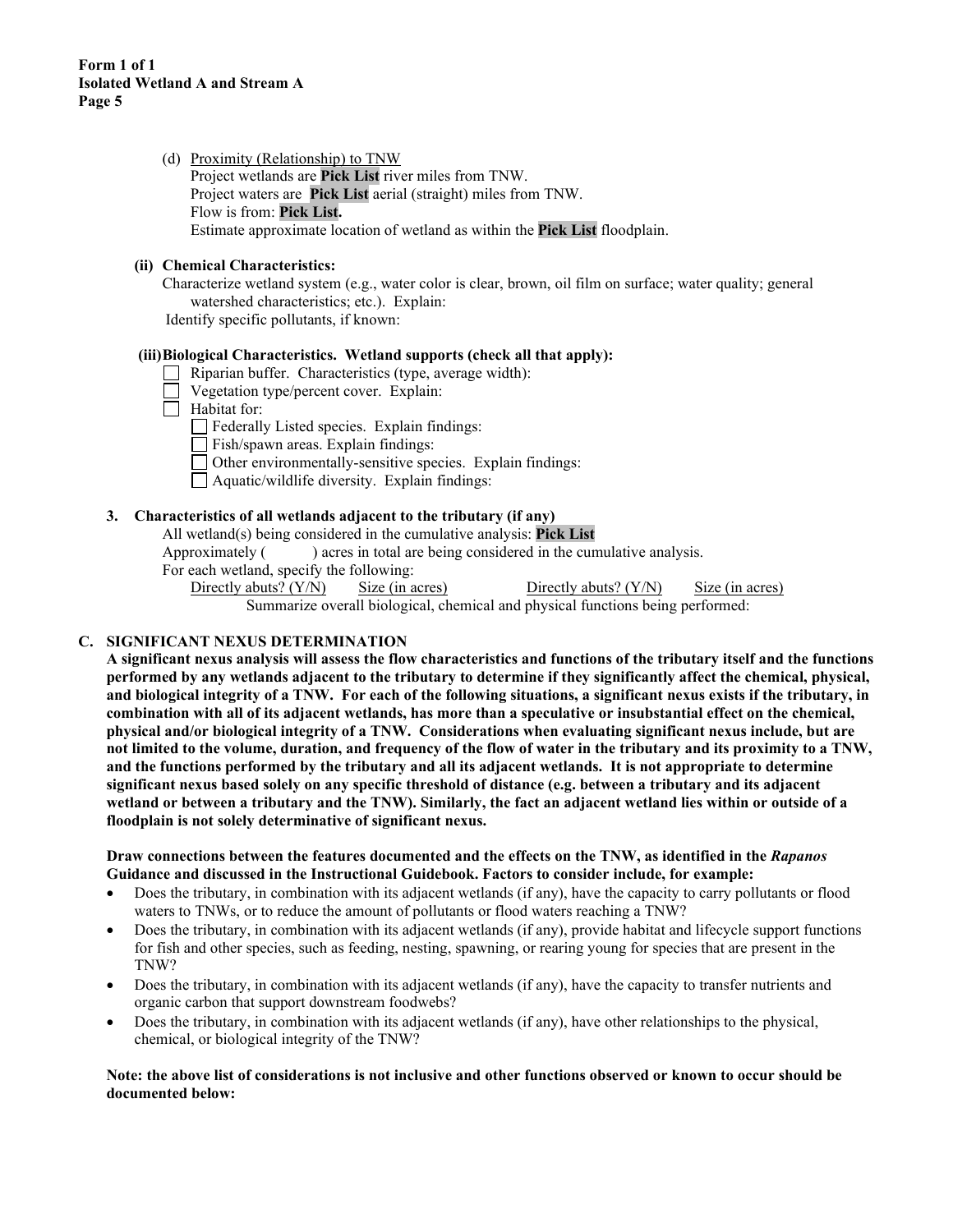(d) Proximity (Relationship) to TNW

Project wetlands are **Pick List** river miles from TNW.
Project waters are **Pick List** aerial (straight) miles from TNW.
Flow is from: **Pick List.**
Estimate approximate location of wetland as within the **Pick List** floodplain.

**(ii) Chemical Characteristics:**

Characterize wetland system (e.g., water color is clear, brown, oil film on surface; water quality; general watershed characteristics; etc.). Explain:
Identify specific pollutants, if known:

**(iii) Biological Characteristics. Wetland supports (check all that apply):**

- ☐ Riparian buffer. Characteristics (type, average width):
- ☐ Vegetation type/percent cover. Explain:
- ☐ Habitat for:
  - ☐ Federally Listed species. Explain findings:
  - ☐ Fish/spawn areas. Explain findings:
  - ☐ Other environmentally-sensitive species. Explain findings:
  - ☐ Aquatic/wildlife diversity. Explain findings:

**3. Characteristics of all wetlands adjacent to the tributary (if any)**

All wetland(s) being considered in the cumulative analysis: **Pick List**
Approximately ( ) acres in total are being considered in the cumulative analysis.
For each wetland, specify the following:

| Directly abuts? (Y/N) | Size (in acres) | Directly abuts? (Y/N) | Size (in acres) |
|---|---|---|---|

Summarize overall biological, chemical and physical functions being performed:

## C. SIGNIFICANT NEXUS DETERMINATION

**A significant nexus analysis will assess the flow characteristics and functions of the tributary itself and the functions performed by any wetlands adjacent to the tributary to determine if they significantly affect the chemical, physical, and biological integrity of a TNW. For each of the following situations, a significant nexus exists if the tributary, in combination with all of its adjacent wetlands, has more than a speculative or insubstantial effect on the chemical, physical and/or biological integrity of a TNW. Considerations when evaluating significant nexus include, but are not limited to the volume, duration, and frequency of the flow of water in the tributary and its proximity to a TNW, and the functions performed by the tributary and all its adjacent wetlands. It is not appropriate to determine significant nexus based solely on any specific threshold of distance (e.g. between a tributary and its adjacent wetland or between a tributary and the TNW). Similarly, the fact an adjacent wetland lies within or outside of a floodplain is not solely determinative of significant nexus.**

**Draw connections between the features documented and the effects on the TNW, as identified in the *Rapanos* Guidance and discussed in the Instructional Guidebook. Factors to consider include, for example:**

- Does the tributary, in combination with its adjacent wetlands (if any), have the capacity to carry pollutants or flood waters to TNWs, or to reduce the amount of pollutants or flood waters reaching a TNW?
- Does the tributary, in combination with its adjacent wetlands (if any), provide habitat and lifecycle support functions for fish and other species, such as feeding, nesting, spawning, or rearing young for species that are present in the TNW?
- Does the tributary, in combination with its adjacent wetlands (if any), have the capacity to transfer nutrients and organic carbon that support downstream foodwebs?
- Does the tributary, in combination with its adjacent wetlands (if any), have other relationships to the physical, chemical, or biological integrity of the TNW?

**Note: the above list of considerations is not inclusive and other functions observed or known to occur should be documented below:**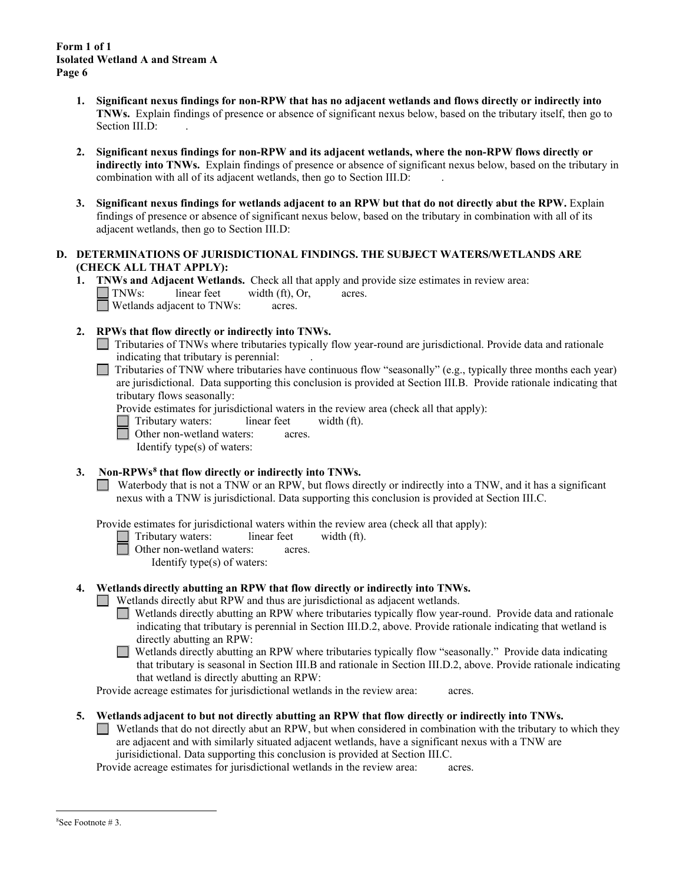1. **Significant nexus findings for non-RPW that has no adjacent wetlands and flows directly or indirectly into TNWs.** Explain findings of presence or absence of significant nexus below, based on the tributary itself, then go to Section III.D: .

2. **Significant nexus findings for non-RPW and its adjacent wetlands, where the non-RPW flows directly or indirectly into TNWs.** Explain findings of presence or absence of significant nexus below, based on the tributary in combination with all of its adjacent wetlands, then go to Section III.D: .

3. **Significant nexus findings for wetlands adjacent to an RPW but that do not directly abut the RPW.** Explain findings of presence or absence of significant nexus below, based on the tributary in combination with all of its adjacent wetlands, then go to Section III.D:

**D. DETERMINATIONS OF JURISDICTIONAL FINDINGS. THE SUBJECT WATERS/WETLANDS ARE (CHECK ALL THAT APPLY):**

1. **TNWs and Adjacent Wetlands.** Check all that apply and provide size estimates in review area:
   - ☐ TNWs: linear feet width (ft), Or, acres.
   - ☐ Wetlands adjacent to TNWs: acres.

2. **RPWs that flow directly or indirectly into TNWs.**
   - ☐ Tributaries of TNWs where tributaries typically flow year-round are jurisdictional. Provide data and rationale indicating that tributary is perennial: .
   - ☐ Tributaries of TNW where tributaries have continuous flow "seasonally" (e.g., typically three months each year) are jurisdictional. Data supporting this conclusion is provided at Section III.B. Provide rationale indicating that tributary flows seasonally:

   Provide estimates for jurisdictional waters in the review area (check all that apply):
   - ☐ Tributary waters: linear feet width (ft).
   - ☐ Other non-wetland waters: acres.
     Identify type(s) of waters:

3. **Non-RPWs[8] that flow directly or indirectly into TNWs.**
   - ☐ Waterbody that is not a TNW or an RPW, but flows directly or indirectly into a TNW, and it has a significant nexus with a TNW is jurisdictional. Data supporting this conclusion is provided at Section III.C.

   Provide estimates for jurisdictional waters within the review area (check all that apply):
   - ☐ Tributary waters: linear feet width (ft).
   - ☐ Other non-wetland waters: acres.
     Identify type(s) of waters:

4. **Wetlands directly abutting an RPW that flow directly or indirectly into TNWs.**
   - ☐ Wetlands directly abut RPW and thus are jurisdictional as adjacent wetlands.
     - ☐ Wetlands directly abutting an RPW where tributaries typically flow year-round. Provide data and rationale indicating that tributary is perennial in Section III.D.2, above. Provide rationale indicating that wetland is directly abutting an RPW:
     - ☐ Wetlands directly abutting an RPW where tributaries typically flow "seasonally." Provide data indicating that tributary is seasonal in Section III.B and rationale in Section III.D.2, above. Provide rationale indicating that wetland is directly abutting an RPW:

   Provide acreage estimates for jurisdictional wetlands in the review area: acres.

5. **Wetlands adjacent to but not directly abutting an RPW that flow directly or indirectly into TNWs.**
   - ☐ Wetlands that do not directly abut an RPW, but when considered in combination with the tributary to which they are adjacent and with similarly situated adjacent wetlands, have a significant nexus with a TNW are jurisidictional. Data supporting this conclusion is provided at Section III.C.

   Provide acreage estimates for jurisdictional wetlands in the review area: acres.

---

[8] See Footnote # 3.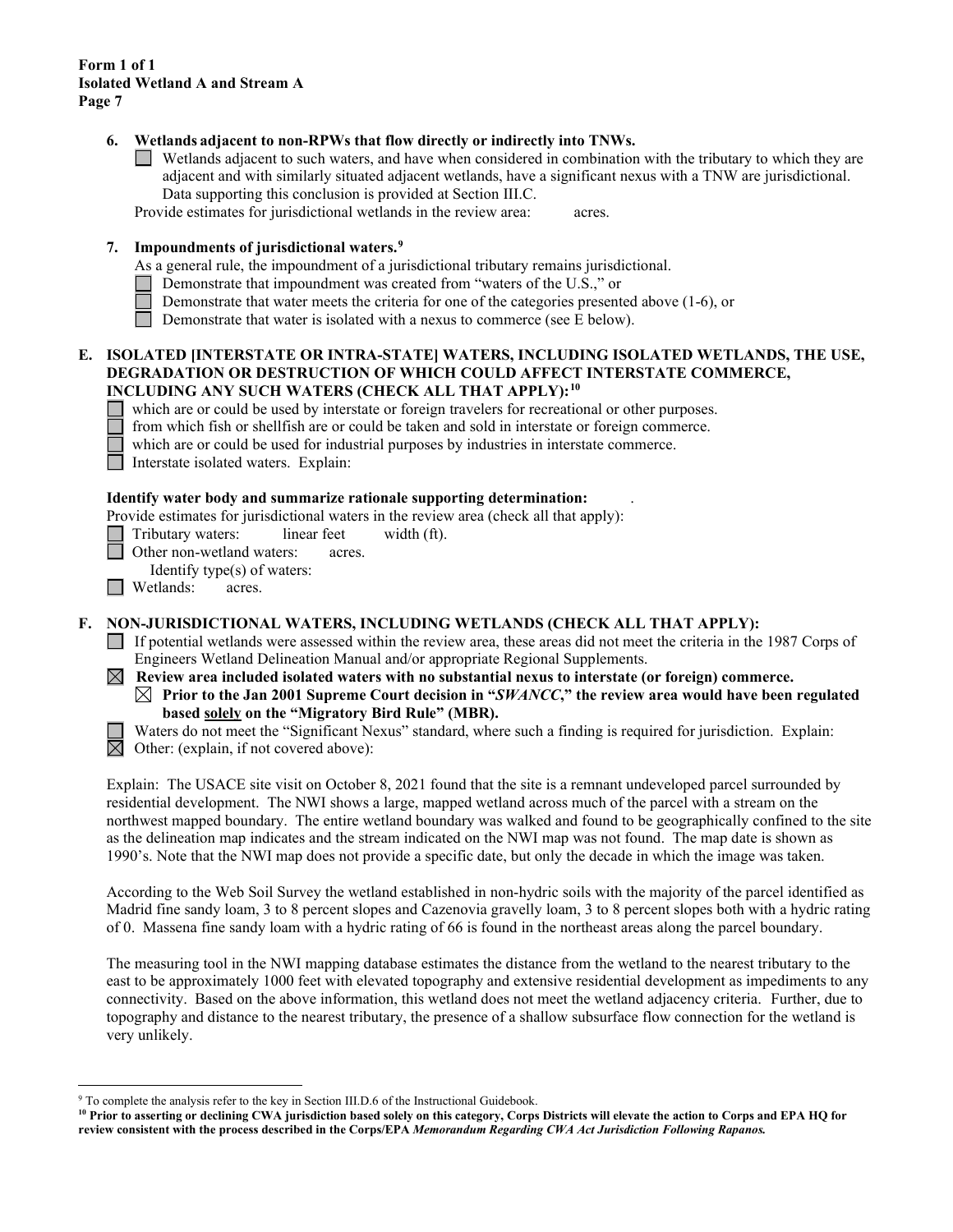**6. Wetlands adjacent to non-RPWs that flow directly or indirectly into TNWs.**

☐ Wetlands adjacent to such waters, and have when considered in combination with the tributary to which they are adjacent and with similarly situated adjacent wetlands, have a significant nexus with a TNW are jurisdictional. Data supporting this conclusion is provided at Section III.C.

Provide estimates for jurisdictional wetlands in the review area: acres.

**7. Impoundments of jurisdictional waters.**[9]

As a general rule, the impoundment of a jurisdictional tributary remains jurisdictional.

☐ Demonstrate that impoundment was created from "waters of the U.S.," or
☐ Demonstrate that water meets the criteria for one of the categories presented above (1-6), or
☐ Demonstrate that water is isolated with a nexus to commerce (see E below).

**E. ISOLATED [INTERSTATE OR INTRA-STATE] WATERS, INCLUDING ISOLATED WETLANDS, THE USE, DEGRADATION OR DESTRUCTION OF WHICH COULD AFFECT INTERSTATE COMMERCE, INCLUDING ANY SUCH WATERS (CHECK ALL THAT APPLY):**[10]

☐ which are or could be used by interstate or foreign travelers for recreational or other purposes.
☐ from which fish or shellfish are or could be taken and sold in interstate or foreign commerce.
☐ which are or could be used for industrial purposes by industries in interstate commerce.
☐ Interstate isolated waters. Explain:

**Identify water body and summarize rationale supporting determination:** .

Provide estimates for jurisdictional waters in the review area (check all that apply):

☐ Tributary waters: linear feet width (ft).
☐ Other non-wetland waters: acres.
  Identify type(s) of waters:
☐ Wetlands: acres.

**F. NON-JURISDICTIONAL WATERS, INCLUDING WETLANDS (CHECK ALL THAT APPLY):**

☐ If potential wetlands were assessed within the review area, these areas did not meet the criteria in the 1987 Corps of Engineers Wetland Delineation Manual and/or appropriate Regional Supplements.

☒ **Review area included isolated waters with no substantial nexus to interstate (or foreign) commerce.**

  ☒ **Prior to the Jan 2001 Supreme Court decision in "*SWANCC*," the review area would have been regulated based solely on the "Migratory Bird Rule" (MBR).**

☐ Waters do not meet the "Significant Nexus" standard, where such a finding is required for jurisdiction. Explain:

☒ Other: (explain, if not covered above):

Explain: The USACE site visit on October 8, 2021 found that the site is a remnant undeveloped parcel surrounded by residential development. The NWI shows a large, mapped wetland across much of the parcel with a stream on the northwest mapped boundary. The entire wetland boundary was walked and found to be geographically confined to the site as the delineation map indicates and the stream indicated on the NWI map was not found. The map date is shown as 1990's. Note that the NWI map does not provide a specific date, but only the decade in which the image was taken.

According to the Web Soil Survey the wetland established in non-hydric soils with the majority of the parcel identified as Madrid fine sandy loam, 3 to 8 percent slopes and Cazenovia gravelly loam, 3 to 8 percent slopes both with a hydric rating of 0. Massena fine sandy loam with a hydric rating of 66 is found in the northeast areas along the parcel boundary.

The measuring tool in the NWI mapping database estimates the distance from the wetland to the nearest tributary to the east to be approximately 1000 feet with elevated topography and extensive residential development as impediments to any connectivity. Based on the above information, this wetland does not meet the wetland adjacency criteria. Further, due to topography and distance to the nearest tributary, the presence of a shallow subsurface flow connection for the wetland is very unlikely.

---

[9] To complete the analysis refer to the key in Section III.D.6 of the Instructional Guidebook.

[10] **Prior to asserting or declining CWA jurisdiction based solely on this category, Corps Districts will elevate the action to Corps and EPA HQ for review consistent with the process described in the Corps/EPA *Memorandum Regarding CWA Act Jurisdiction Following Rapanos.***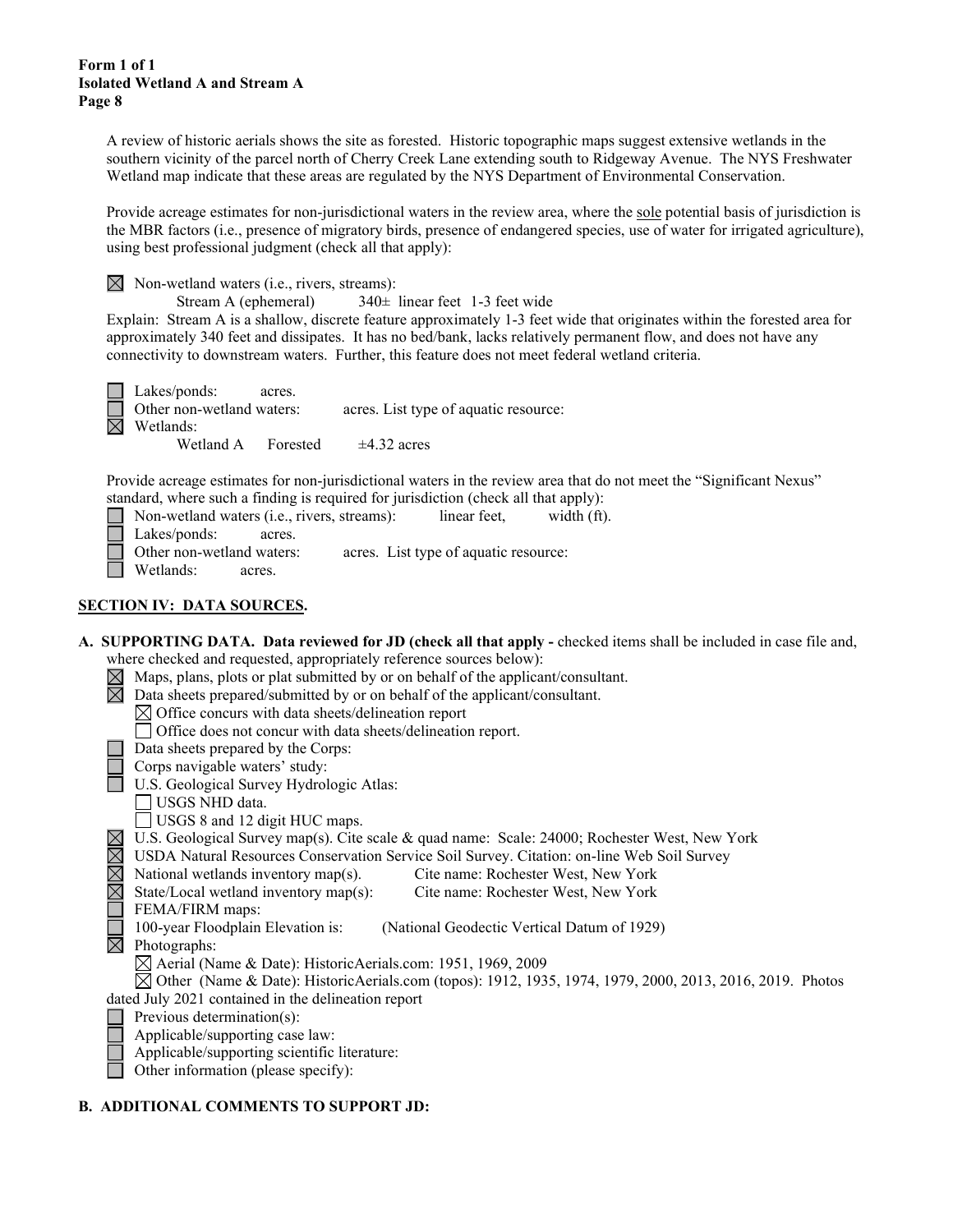**Form 1 of 1**
**Isolated Wetland A and Stream A**
**Page 8**

A review of historic aerials shows the site as forested. Historic topographic maps suggest extensive wetlands in the southern vicinity of the parcel north of Cherry Creek Lane extending south to Ridgeway Avenue. The NYS Freshwater Wetland map indicate that these areas are regulated by the NYS Department of Environmental Conservation.

Provide acreage estimates for non-jurisdictional waters in the review area, where the sole potential basis of jurisdiction is the MBR factors (i.e., presence of migratory birds, presence of endangered species, use of water for irrigated agriculture), using best professional judgment (check all that apply):

☒ Non-wetland waters (i.e., rivers, streams):
Stream A (ephemeral) 340± linear feet 1-3 feet wide

Explain: Stream A is a shallow, discrete feature approximately 1-3 feet wide that originates within the forested area for approximately 340 feet and dissipates. It has no bed/bank, lacks relatively permanent flow, and does not have any connectivity to downstream waters. Further, this feature does not meet federal wetland criteria.

☐ Lakes/ponds: acres.
☐ Other non-wetland waters: acres. List type of aquatic resource:
☒ Wetlands:
Wetland A Forested ±4.32 acres

Provide acreage estimates for non-jurisdictional waters in the review area that do not meet the "Significant Nexus" standard, where such a finding is required for jurisdiction (check all that apply):

☐ Non-wetland waters (i.e., rivers, streams): linear feet, width (ft).
☐ Lakes/ponds: acres.
☐ Other non-wetland waters: acres. List type of aquatic resource:
☐ Wetlands: acres.

## SECTION IV: DATA SOURCES.

**A. SUPPORTING DATA. Data reviewed for JD (check all that apply -** checked items shall be included in case file and, where checked and requested, appropriately reference sources below):

☒ Maps, plans, plots or plat submitted by or on behalf of the applicant/consultant.
☒ Data sheets prepared/submitted by or on behalf of the applicant/consultant.
  ☒ Office concurs with data sheets/delineation report
  ☐ Office does not concur with data sheets/delineation report.
☐ Data sheets prepared by the Corps:
☐ Corps navigable waters' study:
☐ U.S. Geological Survey Hydrologic Atlas:
  ☐ USGS NHD data.
  ☐ USGS 8 and 12 digit HUC maps.
☒ U.S. Geological Survey map(s). Cite scale & quad name: Scale: 24000; Rochester West, New York
☒ USDA Natural Resources Conservation Service Soil Survey. Citation: on-line Web Soil Survey
☒ National wetlands inventory map(s). Cite name: Rochester West, New York
☒ State/Local wetland inventory map(s): Cite name: Rochester West, New York
☐ FEMA/FIRM maps:
☐ 100-year Floodplain Elevation is: (National Geodectic Vertical Datum of 1929)
☒ Photographs:
  ☒ Aerial (Name & Date): HistoricAerials.com: 1951, 1969, 2009
  ☒ Other (Name & Date): HistoricAerials.com (topos): 1912, 1935, 1974, 1979, 2000, 2013, 2016, 2019. Photos dated July 2021 contained in the delineation report
☐ Previous determination(s):
☐ Applicable/supporting case law:
☐ Applicable/supporting scientific literature:
☐ Other information (please specify):

**B. ADDITIONAL COMMENTS TO SUPPORT JD:**